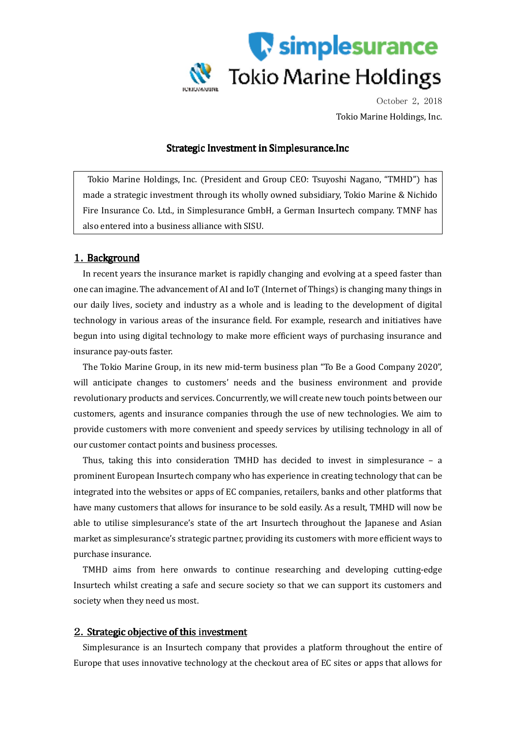October 2, 2018

Tokio Marine Holdings, Inc.

# Strategic Investment in Simplesurance.Inc

Tokio Marine Holdings, Inc. (President and Group CEO: Tsuyoshi Nagano, "TMHD") has made a strategic investment through its wholly owned subsidiary, Tokio Marine & Nichido Fire Insurance Co. Ltd., in Simplesurance GmbH, a German Insurtech company. TMNF has also entered into a business alliance with SISU.

## 1. Background

In recent years the insurance market is rapidly changing and evolving at a speed faster than one can imagine. The advancement of AI and IoT (Internet of Things) is changing many things in our daily lives, society and industry as a whole and is leading to the development of digital technology in various areas of the insurance field. For example, research and initiatives have begun into using digital technology to make more efficient ways of purchasing insurance and insurance pay-outs faster.

The Tokio Marine Group, in its new mid-term business plan "To Be a Good Company 2020", will anticipate changes to customers' needs and the business environment and provide revolutionary products and services. Concurrently, we will create new touch points between our customers, agents and insurance companies through the use of new technologies. We aim to provide customers with more convenient and speedy services by utilising technology in all of our customer contact points and business processes.

Thus, taking this into consideration TMHD has decided to invest in simplesurance – a prominent European Insurtech company who has experience in creating technology that can be integrated into the websites or apps of EC companies, retailers, banks and other platforms that have many customers that allows for insurance to be sold easily. As a result, TMHD will now be able to utilise simplesurance's state of the art Insurtech throughout the Japanese and Asian market as simplesurance's strategic partner, providing its customers with more efficient ways to purchase insurance.

TMHD aims from here onwards to continue researching and developing cutting-edge Insurtech whilst creating a safe and secure society so that we can support its customers and society when they need us most.

## 2. Strategic objective of this investment

Simplesurance is an Insurtech company that provides a platform throughout the entire of Europe that uses innovative technology at the checkout area of EC sites or apps that allows for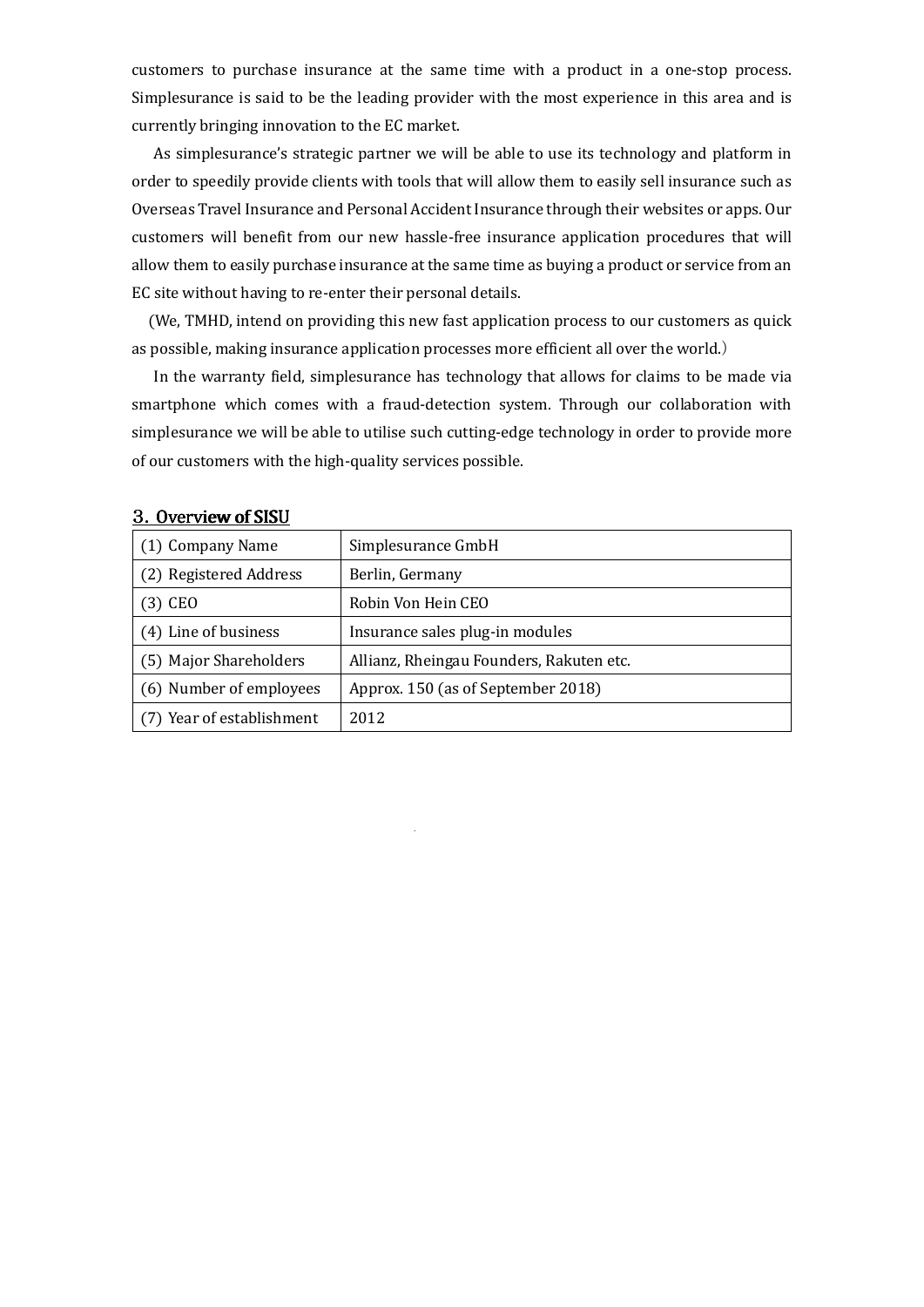customers to purchase insurance at the same time with a product in a one-stop process. Simplesurance is said to be the leading provider with the most experience in this area and is currently bringing innovation to the EC market.

As simplesurance's strategic partner we will be able to use its technology and platform in order to speedily provide clients with tools that will allow them to easily sell insurance such as Overseas Travel Insurance and Personal Accident Insurance through their websites or apps. Our customers will benefit from our new hassle-free insurance application procedures that will allow them to easily purchase insurance at the same time as buying a product or service from an EC site without having to re-enter their personal details.

(We, TMHD, intend on providing this new fast application process to our customers as quick as possible, making insurance application processes more efficient all over the world.)

In the warranty field, simplesurance has technology that allows for claims to be made via smartphone which comes with a fraud-detection system. Through our collaboration with simplesurance we will be able to utilise such cutting-edge technology in order to provide more of our customers with the high-quality services possible.

## 3. Overview of SISU

| | |
|---|---|
| (1) Company Name | Simplesurance GmbH |
| (2) Registered Address | Berlin, Germany |
| (3) CEO | Robin Von Hein CEO |
| (4) Line of business | Insurance sales plug-in modules |
| (5) Major Shareholders | Allianz, Rheingau Founders, Rakuten etc. |
| (6) Number of employees | Approx. 150 (as of September 2018) |
| (7) Year of establishment | 2012 |